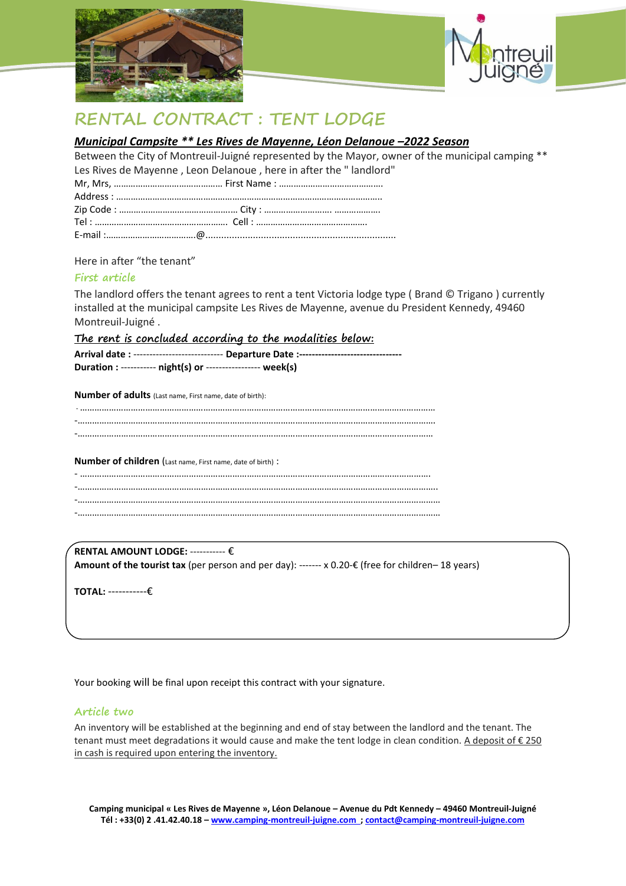# RENTAL CONTRACT : TENT LODGE

***Municipal Campsite ** Les Rives de Mayenne, Léon Delanoue –2022 Season***

Between the City of Montreuil-Juigné represented by the Mayor, owner of the municipal camping ** Les Rives de Mayenne , Leon Delanoue , here in after the " landlord"

Mr, Mrs, ……………………………………… First Name : ……………………………………..

Address : …………………………………………………………………………………………………

Zip Code : ………………………………………….. City : ………………………. ……………….

Tel : ……………………………………………….. Cell : ………………………………………

E-mail :………………………………@.........................................................................

Here in after "the tenant"

## First article

The landlord offers the tenant agrees to rent a tent Victoria lodge type ( Brand © Trigano ) currently installed at the municipal campsite Les Rives de Mayenne, avenue du President Kennedy, 49460 Montreuil-Juigné .

### The rent is concluded according to the modalities below:

**Arrival date :** ---------------------------- **Departure Date :--------------------------------**

**Duration :** ----------- **night(s) or** ----------------- **week(s)**

**Number of adults** (Last name, First name, date of birth):

- ……………………………………………………………………………………………………………………

-……………………………………………………………………………………………………………………

-……………………………………………………………………………………………………………………

**Number of children** (Last name, First name, date of birth) :

- ……………………………………………………………………………………………………………………

-……………………………………………………………………………………………………………………

-……………………………………………………………………………………………………………………

-……………………………………………………………………………………………………………………

**RENTAL AMOUNT LODGE:** ----------- €

**Amount of the tourist tax** (per person and per day): ------- x 0.20-€ (free for children– 18 years)

**TOTAL:** -----------€

Your booking will be final upon receipt this contract with your signature.

## Article two

An inventory will be established at the beginning and end of stay between the landlord and the tenant. The tenant must meet degradations it would cause and make the tent lodge in clean condition. A deposit of € 250 in cash is required upon entering the inventory.

**Camping municipal « Les Rives de Mayenne », Léon Delanoue – Avenue du Pdt Kennedy – 49460 Montreuil-Juigné**
**Tél : +33(0) 2 .41.42.40.18 – www.camping-montreuil-juigne.com ; contact@camping-montreuil-juigne.com**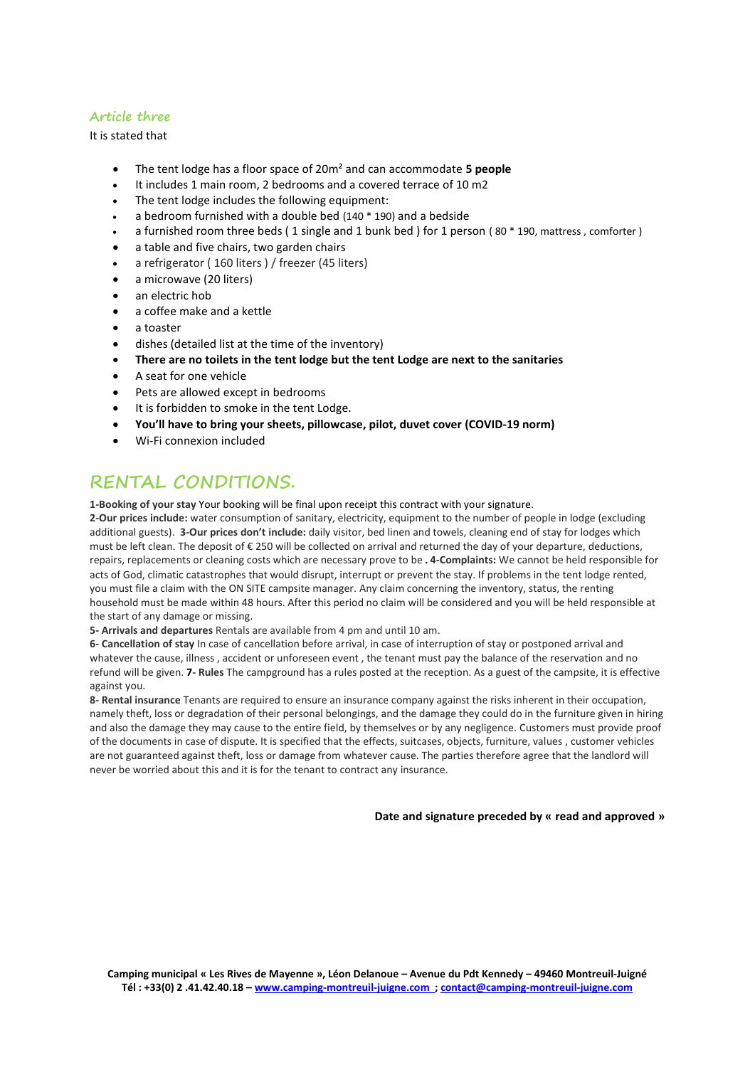### Article three

It is stated that

- The tent lodge has a floor space of 20m² and can accommodate **5 people**
- It includes 1 main room, 2 bedrooms and a covered terrace of 10 m2
- The tent lodge includes the following equipment:
- a bedroom furnished with a double bed (140 * 190) and a bedside
- a furnished room three beds ( 1 single and 1 bunk bed ) for 1 person ( 80 * 190, mattress , comforter )
- a table and five chairs, two garden chairs
- a refrigerator ( 160 liters ) / freezer (45 liters)
- a microwave (20 liters)
- an electric hob
- a coffee make and a kettle
- a toaster
- dishes (detailed list at the time of the inventory)
- **There are no toilets in the tent lodge but the tent Lodge are next to the sanitaries**
- A seat for one vehicle
- Pets are allowed except in bedrooms
- It is forbidden to smoke in the tent Lodge.
- **You'll have to bring your sheets, pillowcase, pilot, duvet cover (COVID-19 norm)**
- Wi-Fi connexion included

## RENTAL CONDITIONS.

**1-Booking of your stay** Your booking will be final upon receipt this contract with your signature.
**2-Our prices include:** water consumption of sanitary, electricity, equipment to the number of people in lodge (excluding additional guests). **3-Our prices don't include:** daily visitor, bed linen and towels, cleaning end of stay for lodges which must be left clean. The deposit of € 250 will be collected on arrival and returned the day of your departure, deductions, repairs, replacements or cleaning costs which are necessary prove to be **. 4-Complaints:** We cannot be held responsible for acts of God, climatic catastrophes that would disrupt, interrupt or prevent the stay. If problems in the tent lodge rented, you must file a claim with the ON SITE campsite manager. Any claim concerning the inventory, status, the renting household must be made within 48 hours. After this period no claim will be considered and you will be held responsible at the start of any damage or missing.
**5- Arrivals and departures** Rentals are available from 4 pm and until 10 am.
**6- Cancellation of stay** In case of cancellation before arrival, in case of interruption of stay or postponed arrival and whatever the cause, illness , accident or unforeseen event , the tenant must pay the balance of the reservation and no refund will be given. **7- Rules** The campground has a rules posted at the reception. As a guest of the campsite, it is effective against you.
**8- Rental insurance** Tenants are required to ensure an insurance company against the risks inherent in their occupation, namely theft, loss or degradation of their personal belongings, and the damage they could do in the furniture given in hiring and also the damage they may cause to the entire field, by themselves or by any negligence. Customers must provide proof of the documents in case of dispute. It is specified that the effects, suitcases, objects, furniture, values , customer vehicles are not guaranteed against theft, loss or damage from whatever cause. The parties therefore agree that the landlord will never be worried about this and it is for the tenant to contract any insurance.

**Date and signature preceded by « read and approved »**

**Camping municipal « Les Rives de Mayenne », Léon Delanoue – Avenue du Pdt Kennedy – 49460 Montreuil-Juigné**
**Tél : +33(0) 2 .41.42.40.18 – www.camping-montreuil-juigne.com ; contact@camping-montreuil-juigne.com**